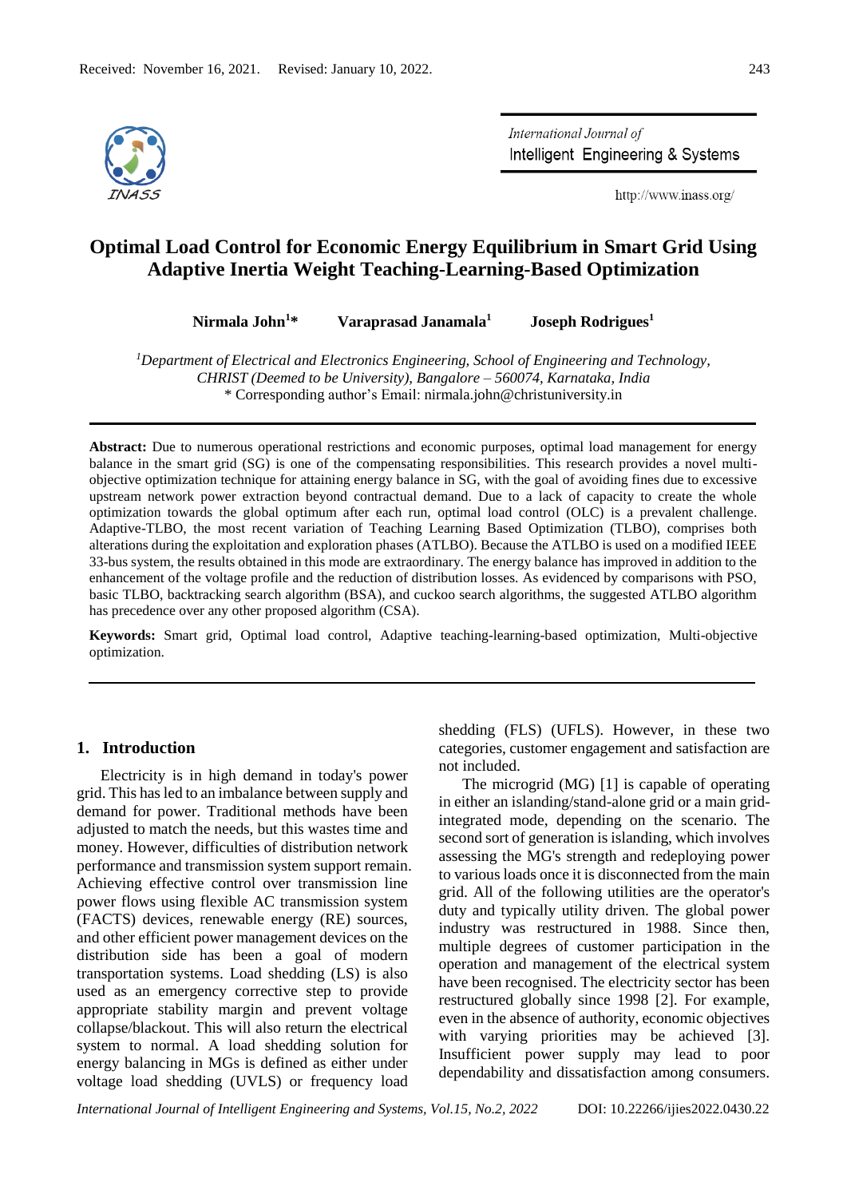Received: November 16, 2021. Revised: January 10, 2022.

# Optimal Load Control for Economic Energy Equilibrium in Smart Grid Using Adaptive Inertia Weight Teaching-Learning-Based Optimization

**Nirmala John[1]*** **Varaprasad Janamala[1]** **Joseph Rodrigues[1]**

[1] *Department of Electrical and Electronics Engineering, School of Engineering and Technology, CHRIST (Deemed to be University), Bangalore – 560074, Karnataka, India*
\* Corresponding author's Email: nirmala.john@christuniversity.in

**Abstract:** Due to numerous operational restrictions and economic purposes, optimal load management for energy balance in the smart grid (SG) is one of the compensating responsibilities. This research provides a novel multi-objective optimization technique for attaining energy balance in SG, with the goal of avoiding fines due to excessive upstream network power extraction beyond contractual demand. Due to a lack of capacity to create the whole optimization towards the global optimum after each run, optimal load control (OLC) is a prevalent challenge. Adaptive-TLBO, the most recent variation of Teaching Learning Based Optimization (TLBO), comprises both alterations during the exploitation and exploration phases (ATLBO). Because the ATLBO is used on a modified IEEE 33-bus system, the results obtained in this mode are extraordinary. The energy balance has improved in addition to the enhancement of the voltage profile and the reduction of distribution losses. As evidenced by comparisons with PSO, basic TLBO, backtracking search algorithm (BSA), and cuckoo search algorithms, the suggested ATLBO algorithm has precedence over any other proposed algorithm (CSA).

**Keywords:** Smart grid, Optimal load control, Adaptive teaching-learning-based optimization, Multi-objective optimization.

## 1. Introduction

Electricity is in high demand in today's power grid. This has led to an imbalance between supply and demand for power. Traditional methods have been adjusted to match the needs, but this wastes time and money. However, difficulties of distribution network performance and transmission system support remain. Achieving effective control over transmission line power flows using flexible AC transmission system (FACTS) devices, renewable energy (RE) sources, and other efficient power management devices on the distribution side has been a goal of modern transportation systems. Load shedding (LS) is also used as an emergency corrective step to provide appropriate stability margin and prevent voltage collapse/blackout. This will also return the electrical system to normal. A load shedding solution for energy balancing in MGs is defined as either under voltage load shedding (UVLS) or frequency load shedding (FLS) (UFLS). However, in these two categories, customer engagement and satisfaction are not included.

The microgrid (MG) [1] is capable of operating in either an islanding/stand-alone grid or a main grid-integrated mode, depending on the scenario. The second sort of generation is islanding, which involves assessing the MG's strength and redeploying power to various loads once it is disconnected from the main grid. All of the following utilities are the operator's duty and typically utility driven. The global power industry was restructured in 1988. Since then, multiple degrees of customer participation in the operation and management of the electrical system have been recognised. The electricity sector has been restructured globally since 1998 [2]. For example, even in the absence of authority, economic objectives with varying priorities may be achieved [3]. Insufficient power supply may lead to poor dependability and dissatisfaction among consumers.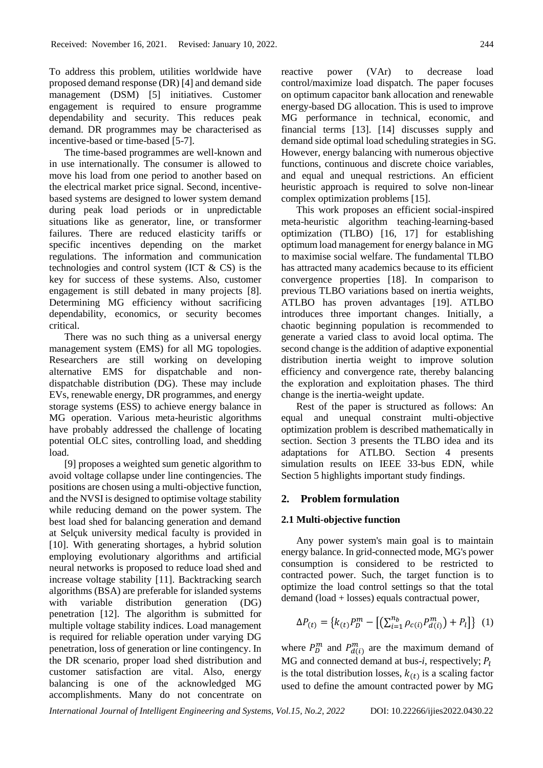To address this problem, utilities worldwide have proposed demand response (DR) [4] and demand side management (DSM) [5] initiatives. Customer engagement is required to ensure programme dependability and security. This reduces peak demand. DR programmes may be characterised as incentive-based or time-based [5-7].

The time-based programmes are well-known and in use internationally. The consumer is allowed to move his load from one period to another based on the electrical market price signal. Second, incentive-based systems are designed to lower system demand during peak load periods or in unpredictable situations like as generator, line, or transformer failures. There are reduced elasticity tariffs or specific incentives depending on the market regulations. The information and communication technologies and control system (ICT & CS) is the key for success of these systems. Also, customer engagement is still debated in many projects [8]. Determining MG efficiency without sacrificing dependability, economics, or security becomes critical.

There was no such thing as a universal energy management system (EMS) for all MG topologies. Researchers are still working on developing alternative EMS for dispatchable and non-dispatchable distribution (DG). These may include EVs, renewable energy, DR programmes, and energy storage systems (ESS) to achieve energy balance in MG operation. Various meta-heuristic algorithms have probably addressed the challenge of locating potential OLC sites, controlling load, and shedding load.

[9] proposes a weighted sum genetic algorithm to avoid voltage collapse under line contingencies. The positions are chosen using a multi-objective function, and the NVSI is designed to optimise voltage stability while reducing demand on the power system. The best load shed for balancing generation and demand at Selçuk university medical faculty is provided in [10]. With generating shortages, a hybrid solution employing evolutionary algorithms and artificial neural networks is proposed to reduce load shed and increase voltage stability [11]. Backtracking search algorithms (BSA) are preferable for islanded systems with variable distribution generation (DG) penetration [12]. The algorithm is submitted for multiple voltage stability indices. Load management is required for reliable operation under varying DG penetration, loss of generation or line contingency. In the DR scenario, proper load shed distribution and customer satisfaction are vital. Also, energy balancing is one of the acknowledged MG accomplishments. Many do not concentrate on reactive power (VAr) to decrease load control/maximize load dispatch. The paper focuses on optimum capacitor bank allocation and renewable energy-based DG allocation. This is used to improve MG performance in technical, economic, and financial terms [13]. [14] discusses supply and demand side optimal load scheduling strategies in SG. However, energy balancing with numerous objective functions, continuous and discrete choice variables, and equal and unequal restrictions. An efficient heuristic approach is required to solve non-linear complex optimization problems [15].

This work proposes an efficient social-inspired meta-heuristic algorithm teaching-learning-based optimization (TLBO) [16, 17] for establishing optimum load management for energy balance in MG to maximise social welfare. The fundamental TLBO has attracted many academics because to its efficient convergence properties [18]. In comparison to previous TLBO variations based on inertia weights, ATLBO has proven advantages [19]. ATLBO introduces three important changes. Initially, a chaotic beginning population is recommended to generate a varied class to avoid local optima. The second change is the addition of adaptive exponential distribution inertia weight to improve solution efficiency and convergence rate, thereby balancing the exploration and exploitation phases. The third change is the inertia-weight update.

Rest of the paper is structured as follows: An equal and unequal constraint multi-objective optimization problem is described mathematically in section. Section 3 presents the TLBO idea and its adaptations for ATLBO. Section 4 presents simulation results on IEEE 33-bus EDN, while Section 5 highlights important study findings.

## 2. Problem formulation

### 2.1 Multi-objective function

Any power system's main goal is to maintain energy balance. In grid-connected mode, MG's power consumption is considered to be restricted to contracted power. Such, the target function is to optimize the load control settings so that the total demand (load + losses) equals contractual power,

$$\Delta P_{(t)} = \left\{ k_{(t)} P_D^m - \left[ \left( \sum_{i=1}^{n_b} \rho_{c(i)} P_{d(i)}^m \right) + P_l \right] \right\} \quad (1)$$

where $P_D^m$ and $P_{d(i)}^m$ are the maximum demand of MG and connected demand at bus-$i$, respectively; $P_l$ is the total distribution losses, $k_{(t)}$ is a scaling factor used to define the amount contracted power by MG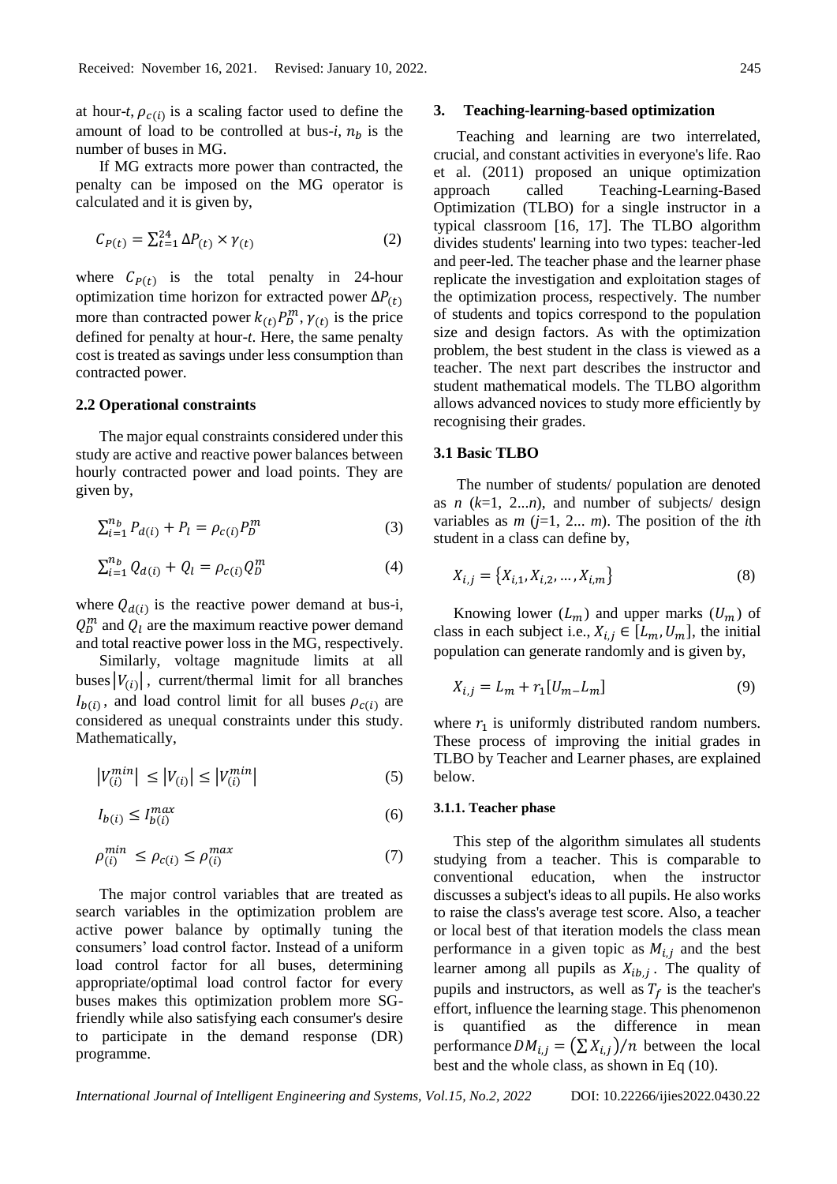at hour-*t*, $\rho_{c(i)}$ is a scaling factor used to define the amount of load to be controlled at bus-*i*, $n_b$ is the number of buses in MG.

If MG extracts more power than contracted, the penalty can be imposed on the MG operator is calculated and it is given by,

$$C_{P(t)} = \sum_{t=1}^{24} \Delta P_{(t)} \times \gamma_{(t)} \tag{2}$$

where $C_{P(t)}$ is the total penalty in 24-hour optimization time horizon for extracted power $\Delta P_{(t)}$ more than contracted power $k_{(t)} P_D^m$, $\gamma_{(t)}$ is the price defined for penalty at hour-*t*. Here, the same penalty cost is treated as savings under less consumption than contracted power.

### 2.2 Operational constraints

The major equal constraints considered under this study are active and reactive power balances between hourly contracted power and load points. They are given by,

$$\sum_{i=1}^{n_b} P_{d(i)} + P_l = \rho_{c(i)} P_D^m \tag{3}$$

$$\sum_{i=1}^{n_b} Q_{d(i)} + Q_l = \rho_{c(i)} Q_D^m \tag{4}$$

where $Q_{d(i)}$ is the reactive power demand at bus-i, $Q_D^m$ and $Q_l$ are the maximum reactive power demand and total reactive power loss in the MG, respectively.

Similarly, voltage magnitude limits at all buses $|V_{(i)}|$, current/thermal limit for all branches $I_{b(i)}$, and load control limit for all buses $\rho_{c(i)}$ are considered as unequal constraints under this study. Mathematically,

$$\left|V_{(i)}^{min}\right| \leq \left|V_{(i)}\right| \leq \left|V_{(i)}^{min}\right| \tag{5}$$

$$I_{b(i)} \leq I_{b(i)}^{max} \tag{6}$$

$$\rho_{(i)}^{min} \leq \rho_{c(i)} \leq \rho_{(i)}^{max} \tag{7}$$

The major control variables that are treated as search variables in the optimization problem are active power balance by optimally tuning the consumers' load control factor. Instead of a uniform load control factor for all buses, determining appropriate/optimal load control factor for every buses makes this optimization problem more SG-friendly while also satisfying each consumer's desire to participate in the demand response (DR) programme.

## 3. Teaching-learning-based optimization

Teaching and learning are two interrelated, crucial, and constant activities in everyone's life. Rao et al. (2011) proposed an unique optimization approach called Teaching-Learning-Based Optimization (TLBO) for a single instructor in a typical classroom [16, 17]. The TLBO algorithm divides students' learning into two types: teacher-led and peer-led. The teacher phase and the learner phase replicate the investigation and exploitation stages of the optimization process, respectively. The number of students and topics correspond to the population size and design factors. As with the optimization problem, the best student in the class is viewed as a teacher. The next part describes the instructor and student mathematical models. The TLBO algorithm allows advanced novices to study more efficiently by recognising their grades.

### 3.1 Basic TLBO

The number of students/ population are denoted as *n* (*k*=1, 2...*n*), and number of subjects/ design variables as *m* (*j*=1, 2... *m*). The position of the *i*th student in a class can define by,

$$X_{i,j} = \{X_{i,1}, X_{i,2}, \ldots, X_{i,m}\} \tag{8}$$

Knowing lower ($L_m$) and upper marks ($U_m$) of class in each subject i.e., $X_{i,j} \in [L_m, U_m]$, the initial population can generate randomly and is given by,

$$X_{i,j} = L_m + r_1[U_m - L_m] \tag{9}$$

where $r_1$ is uniformly distributed random numbers. These process of improving the initial grades in TLBO by Teacher and Learner phases, are explained below.

#### 3.1.1. Teacher phase

This step of the algorithm simulates all students studying from a teacher. This is comparable to conventional education, when the instructor discusses a subject's ideas to all pupils. He also works to raise the class's average test score. Also, a teacher or local best of that iteration models the class mean performance in a given topic as $M_{i,j}$ and the best learner among all pupils as $X_{ib,j}$. The quality of pupils and instructors, as well as $T_f$ is the teacher's effort, influence the learning stage. This phenomenon is quantified as the difference in mean performance $DM_{i,j} = \left(\sum X_{i,j}\right)/n$ between the local best and the whole class, as shown in Eq (10).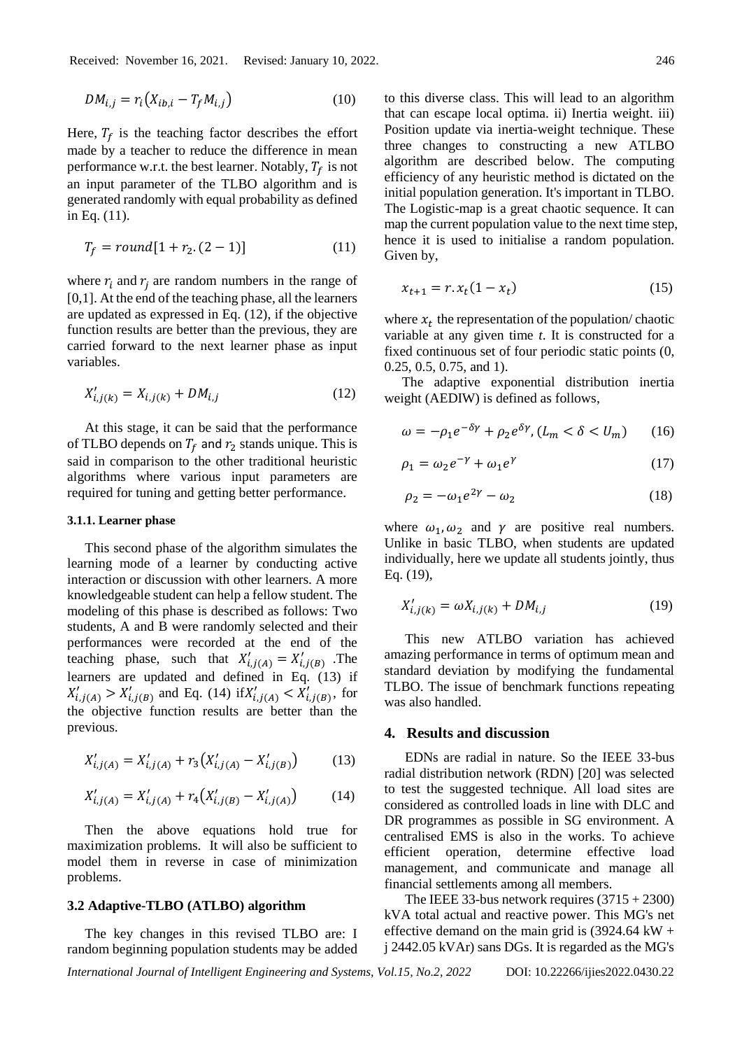$$DM_{i,j} = r_i\left(X_{ib,i} - T_f M_{i,j}\right) \tag{10}$$

Here, $T_f$ is the teaching factor describes the effort made by a teacher to reduce the difference in mean performance w.r.t. the best learner. Notably, $T_f$ is not an input parameter of the TLBO algorithm and is generated randomly with equal probability as defined in Eq. (11).

$$T_f = round[1 + r_2.(2-1)] \tag{11}$$

where $r_i$ and $r_j$ are random numbers in the range of [0,1]. At the end of the teaching phase, all the learners are updated as expressed in Eq. (12), if the objective function results are better than the previous, they are carried forward to the next learner phase as input variables.

$$X'_{i,j(k)} = X_{i,j(k)} + DM_{i,j} \tag{12}$$

At this stage, it can be said that the performance of TLBO depends on $T_f$ and $r_2$ stands unique. This is said in comparison to the other traditional heuristic algorithms where various input parameters are required for tuning and getting better performance.

#### 3.1.1. Learner phase

This second phase of the algorithm simulates the learning mode of a learner by conducting active interaction or discussion with other learners. A more knowledgeable student can help a fellow student. The modeling of this phase is described as follows: Two students, A and B were randomly selected and their performances were recorded at the end of the teaching phase, such that $X'_{i,j(A)} = X'_{i,j(B)}$ .The learners are updated and defined in Eq. (13) if $X'_{i,j(A)} > X'_{i,j(B)}$ and Eq. (14) if $X'_{i,j(A)} < X'_{i,j(B)}$, for the objective function results are better than the previous.

$$X'_{i,j(A)} = X'_{i,j(A)} + r_3\left(X'_{i,j(A)} - X'_{i,j(B)}\right) \tag{13}$$

$$X'_{i,j(A)} = X'_{i,j(A)} + r_4\left(X'_{i,j(B)} - X'_{i,j(A)}\right) \tag{14}$$

Then the above equations hold true for maximization problems. It will also be sufficient to model them in reverse in case of minimization problems.

### 3.2 Adaptive-TLBO (ATLBO) algorithm

The key changes in this revised TLBO are: I random beginning population students may be added to this diverse class. This will lead to an algorithm that can escape local optima. ii) Inertia weight. iii) Position update via inertia-weight technique. These three changes to constructing a new ATLBO algorithm are described below. The computing efficiency of any heuristic method is dictated on the initial population generation. It's important in TLBO. The Logistic-map is a great chaotic sequence. It can map the current population value to the next time step, hence it is used to initialise a random population. Given by,

$$x_{t+1} = r.x_t(1 - x_t) \tag{15}$$

where $x_t$ the representation of the population/ chaotic variable at any given time *t*. It is constructed for a fixed continuous set of four periodic static points (0, 0.25, 0.5, 0.75, and 1).

The adaptive exponential distribution inertia weight (AEDIW) is defined as follows,

$$\omega = -\rho_1 e^{-\delta\gamma} + \rho_2 e^{\delta\gamma}, (L_m < \delta < U_m) \tag{16}$$

$$\rho_1 = \omega_2 e^{-\gamma} + \omega_1 e^{\gamma} \tag{17}$$

$$\rho_2 = -\omega_1 e^{2\gamma} - \omega_2 \tag{18}$$

where $\omega_1, \omega_2$ and $\gamma$ are positive real numbers. Unlike in basic TLBO, when students are updated individually, here we update all students jointly, thus Eq. (19),

$$X'_{i,j(k)} = \omega X_{i,j(k)} + DM_{i,j} \tag{19}$$

This new ATLBO variation has achieved amazing performance in terms of optimum mean and standard deviation by modifying the fundamental TLBO. The issue of benchmark functions repeating was also handled.

## 4. Results and discussion

EDNs are radial in nature. So the IEEE 33-bus radial distribution network (RDN) [20] was selected to test the suggested technique. All load sites are considered as controlled loads in line with DLC and DR programmes as possible in SG environment. A centralised EMS is also in the works. To achieve efficient operation, determine effective load management, and communicate and manage all financial settlements among all members.

The IEEE 33-bus network requires (3715 + 2300) kVA total actual and reactive power. This MG's net effective demand on the main grid is (3924.64 kW + j 2442.05 kVAr) sans DGs. It is regarded as the MG's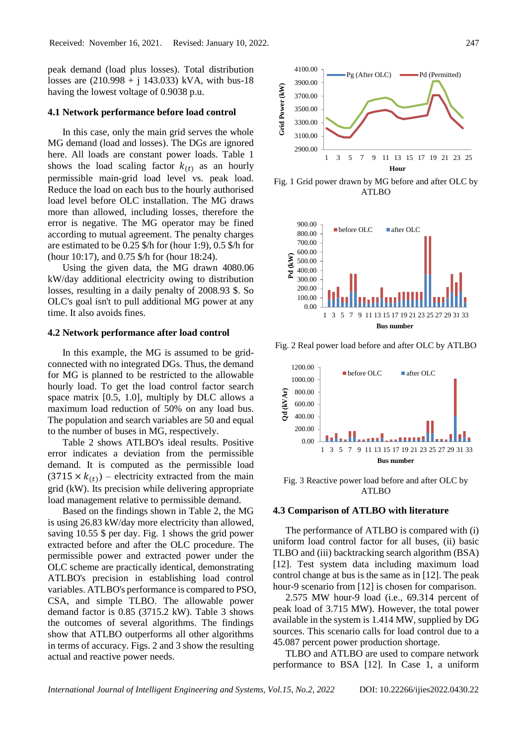peak demand (load plus losses). Total distribution losses are (210.998 + j 143.033) kVA, with bus-18 having the lowest voltage of 0.9038 p.u.

### 4.1 Network performance before load control

In this case, only the main grid serves the whole MG demand (load and losses). The DGs are ignored here. All loads are constant power loads. Table 1 shows the load scaling factor $k_{(t)}$ as an hourly permissible main-grid load level vs. peak load. Reduce the load on each bus to the hourly authorised load level before OLC installation. The MG draws more than allowed, including losses, therefore the error is negative. The MG operator may be fined according to mutual agreement. The penalty charges are estimated to be 0.25 \$/h for (hour 1:9), 0.5 \$/h for (hour 10:17), and 0.75 \$/h for (hour 18:24).

Using the given data, the MG drawn 4080.06 kW/day additional electricity owing to distribution losses, resulting in a daily penalty of 2008.93 \$. So OLC's goal isn't to pull additional MG power at any time. It also avoids fines.

### 4.2 Network performance after load control

In this example, the MG is assumed to be grid-connected with no integrated DGs. Thus, the demand for MG is planned to be restricted to the allowable hourly load. To get the load control factor search space matrix [0.5, 1.0], multiply by DLC allows a maximum load reduction of 50% on any load bus. The population and search variables are 50 and equal to the number of buses in MG, respectively.

Table 2 shows ATLBO's ideal results. Positive error indicates a deviation from the permissible demand. It is computed as the permissible load ($3715 \times k_{(t)}$) – electricity extracted from the main grid (kW). Its precision while delivering appropriate load management relative to permissible demand.

Based on the findings shown in Table 2, the MG is using 26.83 kW/day more electricity than allowed, saving 10.55 \$ per day. Fig. 1 shows the grid power extracted before and after the OLC procedure. The permissible power and extracted power under the OLC scheme are practically identical, demonstrating ATLBO's precision in establishing load control variables. ATLBO's performance is compared to PSO, CSA, and simple TLBO. The allowable power demand factor is 0.85 (3715.2 kW). Table 3 shows the outcomes of several algorithms. The findings show that ATLBO outperforms all other algorithms in terms of accuracy. Figs. 2 and 3 show the resulting actual and reactive power needs.

Fig. 1 Grid power drawn by MG before and after OLC by ATLBO

Fig. 2 Real power load before and after OLC by ATLBO

Fig. 3 Reactive power load before and after OLC by ATLBO

### 4.3 Comparison of ATLBO with literature

The performance of ATLBO is compared with (i) uniform load control factor for all buses, (ii) basic TLBO and (iii) backtracking search algorithm (BSA) [12]. Test system data including maximum load control change at bus is the same as in [12]. The peak hour-9 scenario from [12] is chosen for comparison.

2.575 MW hour-9 load (i.e., 69.314 percent of peak load of 3.715 MW). However, the total power available in the system is 1.414 MW, supplied by DG sources. This scenario calls for load control due to a 45.087 percent power production shortage.

TLBO and ATLBO are used to compare network performance to BSA [12]. In Case 1, a uniform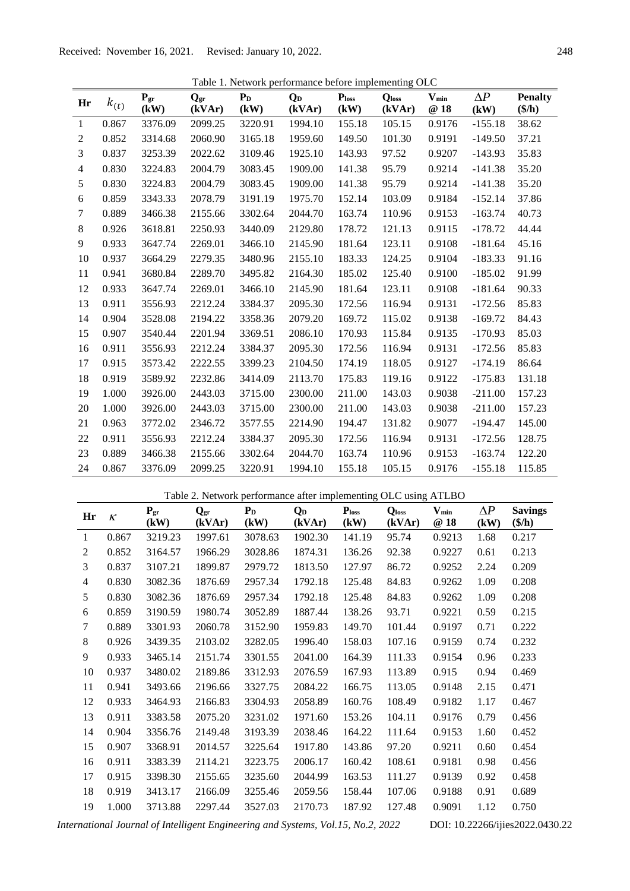Table 1. Network performance before implementing OLC

| Hr | $k_{(t)}$ | $P_{gr}$ (kW) | $Q_{gr}$ (kVAr) | $P_D$ (kW) | $Q_D$ (kVAr) | $P_{loss}$ (kW) | $Q_{loss}$ (kVAr) | $V_{min}$ @ 18 | $\Delta P$ (kW) | Penalty ($/h) |
|---|---|---|---|---|---|---|---|---|---|---|
| 1 | 0.867 | 3376.09 | 2099.25 | 3220.91 | 1994.10 | 155.18 | 105.15 | 0.9176 | -155.18 | 38.62 |
| 2 | 0.852 | 3314.68 | 2060.90 | 3165.18 | 1959.60 | 149.50 | 101.30 | 0.9191 | -149.50 | 37.21 |
| 3 | 0.837 | 3253.39 | 2022.62 | 3109.46 | 1925.10 | 143.93 | 97.52 | 0.9207 | -143.93 | 35.83 |
| 4 | 0.830 | 3224.83 | 2004.79 | 3083.45 | 1909.00 | 141.38 | 95.79 | 0.9214 | -141.38 | 35.20 |
| 5 | 0.830 | 3224.83 | 2004.79 | 3083.45 | 1909.00 | 141.38 | 95.79 | 0.9214 | -141.38 | 35.20 |
| 6 | 0.859 | 3343.33 | 2078.79 | 3191.19 | 1975.70 | 152.14 | 103.09 | 0.9184 | -152.14 | 37.86 |
| 7 | 0.889 | 3466.38 | 2155.66 | 3302.64 | 2044.70 | 163.74 | 110.96 | 0.9153 | -163.74 | 40.73 |
| 8 | 0.926 | 3618.81 | 2250.93 | 3440.09 | 2129.80 | 178.72 | 121.13 | 0.9115 | -178.72 | 44.44 |
| 9 | 0.933 | 3647.74 | 2269.01 | 3466.10 | 2145.90 | 181.64 | 123.11 | 0.9108 | -181.64 | 45.16 |
| 10 | 0.937 | 3664.29 | 2279.35 | 3480.96 | 2155.10 | 183.33 | 124.25 | 0.9104 | -183.33 | 91.16 |
| 11 | 0.941 | 3680.84 | 2289.70 | 3495.82 | 2164.30 | 185.02 | 125.40 | 0.9100 | -185.02 | 91.99 |
| 12 | 0.933 | 3647.74 | 2269.01 | 3466.10 | 2145.90 | 181.64 | 123.11 | 0.9108 | -181.64 | 90.33 |
| 13 | 0.911 | 3556.93 | 2212.24 | 3384.37 | 2095.30 | 172.56 | 116.94 | 0.9131 | -172.56 | 85.83 |
| 14 | 0.904 | 3528.08 | 2194.22 | 3358.36 | 2079.20 | 169.72 | 115.02 | 0.9138 | -169.72 | 84.43 |
| 15 | 0.907 | 3540.44 | 2201.94 | 3369.51 | 2086.10 | 170.93 | 115.84 | 0.9135 | -170.93 | 85.03 |
| 16 | 0.911 | 3556.93 | 2212.24 | 3384.37 | 2095.30 | 172.56 | 116.94 | 0.9131 | -172.56 | 85.83 |
| 17 | 0.915 | 3573.42 | 2222.55 | 3399.23 | 2104.50 | 174.19 | 118.05 | 0.9127 | -174.19 | 86.64 |
| 18 | 0.919 | 3589.92 | 2232.86 | 3414.09 | 2113.70 | 175.83 | 119.16 | 0.9122 | -175.83 | 131.18 |
| 19 | 1.000 | 3926.00 | 2443.03 | 3715.00 | 2300.00 | 211.00 | 143.03 | 0.9038 | -211.00 | 157.23 |
| 20 | 1.000 | 3926.00 | 2443.03 | 3715.00 | 2300.00 | 211.00 | 143.03 | 0.9038 | -211.00 | 157.23 |
| 21 | 0.963 | 3772.02 | 2346.72 | 3577.55 | 2214.90 | 194.47 | 131.82 | 0.9077 | -194.47 | 145.00 |
| 22 | 0.911 | 3556.93 | 2212.24 | 3384.37 | 2095.30 | 172.56 | 116.94 | 0.9131 | -172.56 | 128.75 |
| 23 | 0.889 | 3466.38 | 2155.66 | 3302.64 | 2044.70 | 163.74 | 110.96 | 0.9153 | -163.74 | 122.20 |
| 24 | 0.867 | 3376.09 | 2099.25 | 3220.91 | 1994.10 | 155.18 | 105.15 | 0.9176 | -155.18 | 115.85 |

Table 2. Network performance after implementing OLC using ATLBO

| Hr | $\kappa$ | $P_{gr}$ (kW) | $Q_{gr}$ (kVAr) | $P_D$ (kW) | $Q_D$ (kVAr) | $P_{loss}$ (kW) | $Q_{loss}$ (kVAr) | $V_{min}$ @ 18 | $\Delta P$ (kW) | Savings ($/h) |
|---|---|---|---|---|---|---|---|---|---|---|
| 1 | 0.867 | 3219.23 | 1997.61 | 3078.63 | 1902.30 | 141.19 | 95.74 | 0.9213 | 1.68 | 0.217 |
| 2 | 0.852 | 3164.57 | 1966.29 | 3028.86 | 1874.31 | 136.26 | 92.38 | 0.9227 | 0.61 | 0.213 |
| 3 | 0.837 | 3107.21 | 1899.87 | 2979.72 | 1813.50 | 127.97 | 86.72 | 0.9252 | 2.24 | 0.209 |
| 4 | 0.830 | 3082.36 | 1876.69 | 2957.34 | 1792.18 | 125.48 | 84.83 | 0.9262 | 1.09 | 0.208 |
| 5 | 0.830 | 3082.36 | 1876.69 | 2957.34 | 1792.18 | 125.48 | 84.83 | 0.9262 | 1.09 | 0.208 |
| 6 | 0.859 | 3190.59 | 1980.74 | 3052.89 | 1887.44 | 138.26 | 93.71 | 0.9221 | 0.59 | 0.215 |
| 7 | 0.889 | 3301.93 | 2060.78 | 3152.90 | 1959.83 | 149.70 | 101.44 | 0.9197 | 0.71 | 0.222 |
| 8 | 0.926 | 3439.35 | 2103.02 | 3282.05 | 1996.40 | 158.03 | 107.16 | 0.9159 | 0.74 | 0.232 |
| 9 | 0.933 | 3465.14 | 2151.74 | 3301.55 | 2041.00 | 164.39 | 111.33 | 0.9154 | 0.96 | 0.233 |
| 10 | 0.937 | 3480.02 | 2189.86 | 3312.93 | 2076.59 | 167.93 | 113.89 | 0.915 | 0.94 | 0.469 |
| 11 | 0.941 | 3493.66 | 2196.66 | 3327.75 | 2084.22 | 166.75 | 113.05 | 0.9148 | 2.15 | 0.471 |
| 12 | 0.933 | 3464.93 | 2166.83 | 3304.93 | 2058.89 | 160.76 | 108.49 | 0.9182 | 1.17 | 0.467 |
| 13 | 0.911 | 3383.58 | 2075.20 | 3231.02 | 1971.60 | 153.26 | 104.11 | 0.9176 | 0.79 | 0.456 |
| 14 | 0.904 | 3356.76 | 2149.48 | 3193.39 | 2038.46 | 164.22 | 111.64 | 0.9153 | 1.60 | 0.452 |
| 15 | 0.907 | 3368.91 | 2014.57 | 3225.64 | 1917.80 | 143.86 | 97.20 | 0.9211 | 0.60 | 0.454 |
| 16 | 0.911 | 3383.39 | 2114.21 | 3223.75 | 2006.17 | 160.42 | 108.61 | 0.9181 | 0.98 | 0.456 |
| 17 | 0.915 | 3398.30 | 2155.65 | 3235.60 | 2044.99 | 163.53 | 111.27 | 0.9139 | 0.92 | 0.458 |
| 18 | 0.919 | 3413.17 | 2166.09 | 3255.46 | 2059.56 | 158.44 | 107.06 | 0.9188 | 0.91 | 0.689 |
| 19 | 1.000 | 3713.88 | 2297.44 | 3527.03 | 2170.73 | 187.92 | 127.48 | 0.9091 | 1.12 | 0.750 |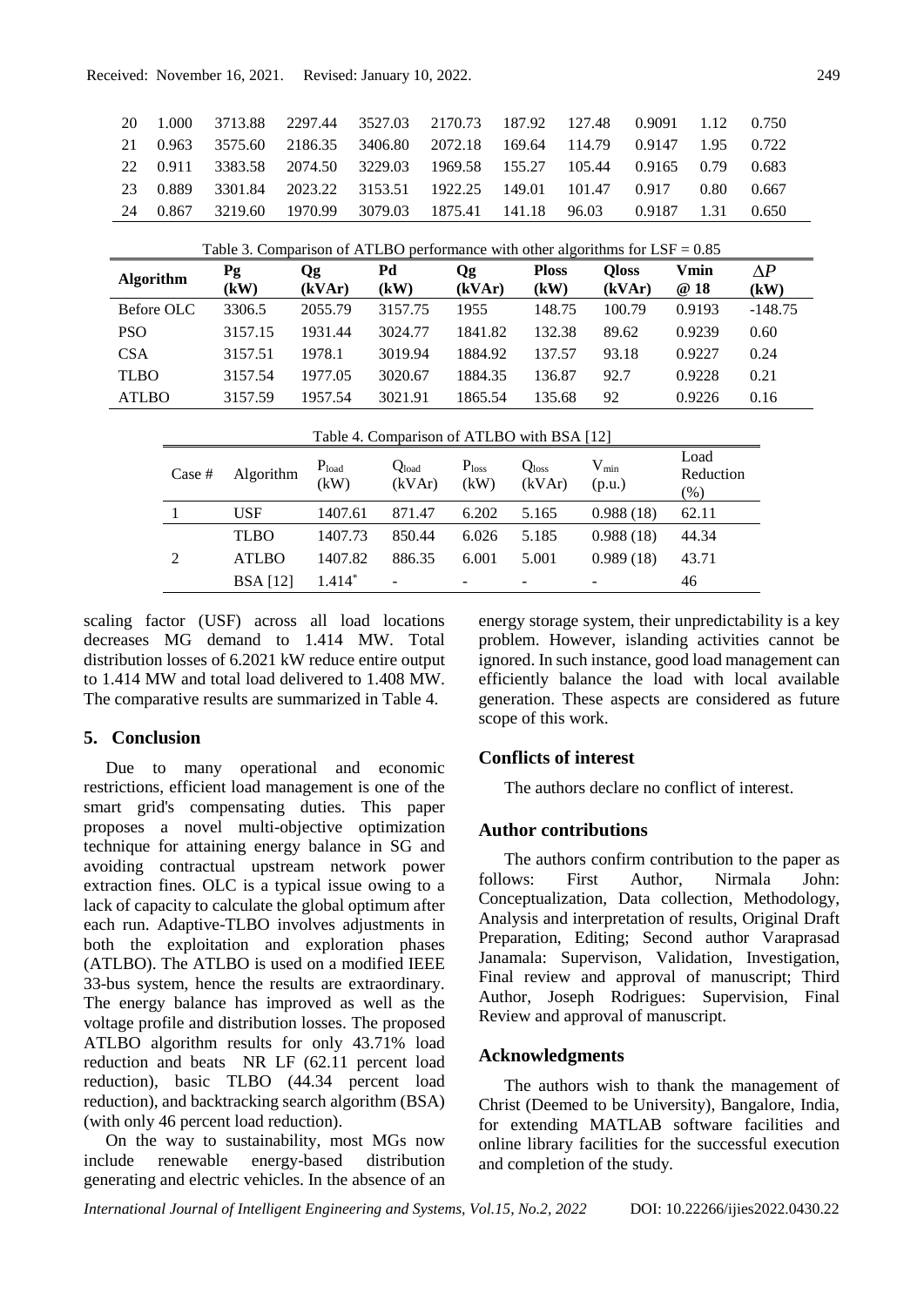| | | | | | | | | | |
|---|---|---|---|---|---|---|---|---|---|
| 20 | 1.000 | 3713.88 | 2297.44 | 3527.03 | 2170.73 | 187.92 | 127.48 | 0.9091 | 1.12 | 0.750 |
| 21 | 0.963 | 3575.60 | 2186.35 | 3406.80 | 2072.18 | 169.64 | 114.79 | 0.9147 | 1.95 | 0.722 |
| 22 | 0.911 | 3383.58 | 2074.50 | 3229.03 | 1969.58 | 155.27 | 105.44 | 0.9165 | 0.79 | 0.683 |
| 23 | 0.889 | 3301.84 | 2023.22 | 3153.51 | 1922.25 | 149.01 | 101.47 | 0.917 | 0.80 | 0.667 |
| 24 | 0.867 | 3219.60 | 1970.99 | 3079.03 | 1875.41 | 141.18 | 96.03 | 0.9187 | 1.31 | 0.650 |

Table 3. Comparison of ATLBO performance with other algorithms for LSF = 0.85

| Algorithm | Pg (kW) | Qg (kVAr) | Pd (kW) | Qg (kVAr) | Ploss (kW) | Qloss (kVAr) | Vmin @ 18 | $\Delta P$ (kW) |
|---|---|---|---|---|---|---|---|---|
| Before OLC | 3306.5 | 2055.79 | 3157.75 | 1955 | 148.75 | 100.79 | 0.9193 | -148.75 |
| PSO | 3157.15 | 1931.44 | 3024.77 | 1841.82 | 132.38 | 89.62 | 0.9239 | 0.60 |
| CSA | 3157.51 | 1978.1 | 3019.94 | 1884.92 | 137.57 | 93.18 | 0.9227 | 0.24 |
| TLBO | 3157.54 | 1977.05 | 3020.67 | 1884.35 | 136.87 | 92.7 | 0.9228 | 0.21 |
| ATLBO | 3157.59 | 1957.54 | 3021.91 | 1865.54 | 135.68 | 92 | 0.9226 | 0.16 |

Table 4. Comparison of ATLBO with BSA [12]

| Case # | Algorithm | $P_{load}$ (kW) | $Q_{load}$ (kVAr) | $P_{loss}$ (kW) | $Q_{loss}$ (kVAr) | $V_{min}$ (p.u.) | Load Reduction (%) |
|---|---|---|---|---|---|---|---|
| 1 | USF | 1407.61 | 871.47 | 6.202 | 5.165 | 0.988 (18) | 62.11 |
| 2 | TLBO | 1407.73 | 850.44 | 6.026 | 5.185 | 0.988 (18) | 44.34 |
| | ATLBO | 1407.82 | 886.35 | 6.001 | 5.001 | 0.989 (18) | 43.71 |
| | BSA [12] | 1.414* | - | - | - | - | 46 |

scaling factor (USF) across all load locations decreases MG demand to 1.414 MW. Total distribution losses of 6.2021 kW reduce entire output to 1.414 MW and total load delivered to 1.408 MW. The comparative results are summarized in Table 4.

## 5. Conclusion

Due to many operational and economic restrictions, efficient load management is one of the smart grid's compensating duties. This paper proposes a novel multi-objective optimization technique for attaining energy balance in SG and avoiding contractual upstream network power extraction fines. OLC is a typical issue owing to a lack of capacity to calculate the global optimum after each run. Adaptive-TLBO involves adjustments in both the exploitation and exploration phases (ATLBO). The ATLBO is used on a modified IEEE 33-bus system, hence the results are extraordinary. The energy balance has improved as well as the voltage profile and distribution losses. The proposed ATLBO algorithm results for only 43.71% load reduction and beats NR LF (62.11 percent load reduction), basic TLBO (44.34 percent load reduction), and backtracking search algorithm (BSA) (with only 46 percent load reduction).

On the way to sustainability, most MGs now include renewable energy-based distribution generating and electric vehicles. In the absence of an energy storage system, their unpredictability is a key problem. However, islanding activities cannot be ignored. In such instance, good load management can efficiently balance the load with local available generation. These aspects are considered as future scope of this work.

## Conflicts of interest

The authors declare no conflict of interest.

## Author contributions

The authors confirm contribution to the paper as follows: First Author, Nirmala John: Conceptualization, Data collection, Methodology, Analysis and interpretation of results, Original Draft Preparation, Editing; Second author Varaprasad Janamala: Supervison, Validation, Investigation, Final review and approval of manuscript; Third Author, Joseph Rodrigues: Supervision, Final Review and approval of manuscript.

## Acknowledgments

The authors wish to thank the management of Christ (Deemed to be University), Bangalore, India, for extending MATLAB software facilities and online library facilities for the successful execution and completion of the study.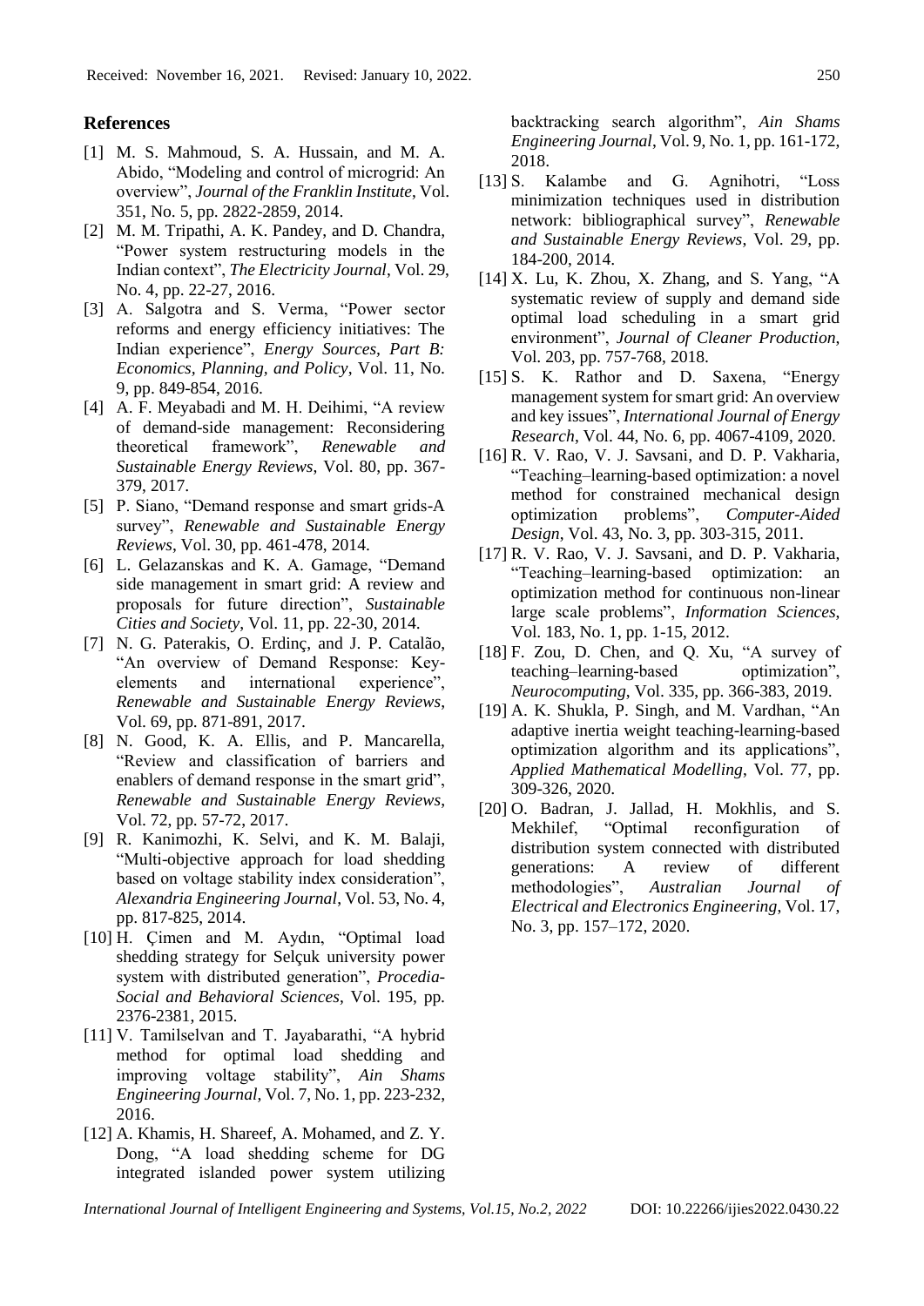## References

[1] M. S. Mahmoud, S. A. Hussain, and M. A. Abido, "Modeling and control of microgrid: An overview", *Journal of the Franklin Institute*, Vol. 351, No. 5, pp. 2822-2859, 2014.

[2] M. M. Tripathi, A. K. Pandey, and D. Chandra, "Power system restructuring models in the Indian context", *The Electricity Journal*, Vol. 29, No. 4, pp. 22-27, 2016.

[3] A. Salgotra and S. Verma, "Power sector reforms and energy efficiency initiatives: The Indian experience", *Energy Sources, Part B: Economics, Planning, and Policy*, Vol. 11, No. 9, pp. 849-854, 2016.

[4] A. F. Meyabadi and M. H. Deihimi, "A review of demand-side management: Reconsidering theoretical framework", *Renewable and Sustainable Energy Reviews*, Vol. 80, pp. 367-379, 2017.

[5] P. Siano, "Demand response and smart grids-A survey", *Renewable and Sustainable Energy Reviews*, Vol. 30, pp. 461-478, 2014.

[6] L. Gelazanskas and K. A. Gamage, "Demand side management in smart grid: A review and proposals for future direction", *Sustainable Cities and Society*, Vol. 11, pp. 22-30, 2014.

[7] N. G. Paterakis, O. Erdinç, and J. P. Catalão, "An overview of Demand Response: Key-elements and international experience", *Renewable and Sustainable Energy Reviews*, Vol. 69, pp. 871-891, 2017.

[8] N. Good, K. A. Ellis, and P. Mancarella, "Review and classification of barriers and enablers of demand response in the smart grid", *Renewable and Sustainable Energy Reviews*, Vol. 72, pp. 57-72, 2017.

[9] R. Kanimozhi, K. Selvi, and K. M. Balaji, "Multi-objective approach for load shedding based on voltage stability index consideration", *Alexandria Engineering Journal*, Vol. 53, No. 4, pp. 817-825, 2014.

[10] H. Çimen and M. Aydın, "Optimal load shedding strategy for Selçuk university power system with distributed generation", *Procedia-Social and Behavioral Sciences*, Vol. 195, pp. 2376-2381, 2015.

[11] V. Tamilselvan and T. Jayabarathi, "A hybrid method for optimal load shedding and improving voltage stability", *Ain Shams Engineering Journal*, Vol. 7, No. 1, pp. 223-232, 2016.

[12] A. Khamis, H. Shareef, A. Mohamed, and Z. Y. Dong, "A load shedding scheme for DG integrated islanded power system utilizing backtracking search algorithm", *Ain Shams Engineering Journal*, Vol. 9, No. 1, pp. 161-172, 2018.

[13] S. Kalambe and G. Agnihotri, "Loss minimization techniques used in distribution network: bibliographical survey", *Renewable and Sustainable Energy Reviews*, Vol. 29, pp. 184-200, 2014.

[14] X. Lu, K. Zhou, X. Zhang, and S. Yang, "A systematic review of supply and demand side optimal load scheduling in a smart grid environment", *Journal of Cleaner Production*, Vol. 203, pp. 757-768, 2018.

[15] S. K. Rathor and D. Saxena, "Energy management system for smart grid: An overview and key issues", *International Journal of Energy Research*, Vol. 44, No. 6, pp. 4067-4109, 2020.

[16] R. V. Rao, V. J. Savsani, and D. P. Vakharia, "Teaching–learning-based optimization: a novel method for constrained mechanical design optimization problems", *Computer-Aided Design*, Vol. 43, No. 3, pp. 303-315, 2011.

[17] R. V. Rao, V. J. Savsani, and D. P. Vakharia, "Teaching–learning-based optimization: an optimization method for continuous non-linear large scale problems", *Information Sciences*, Vol. 183, No. 1, pp. 1-15, 2012.

[18] F. Zou, D. Chen, and Q. Xu, "A survey of teaching–learning-based optimization", *Neurocomputing*, Vol. 335, pp. 366-383, 2019.

[19] A. K. Shukla, P. Singh, and M. Vardhan, "An adaptive inertia weight teaching-learning-based optimization algorithm and its applications", *Applied Mathematical Modelling*, Vol. 77, pp. 309-326, 2020.

[20] O. Badran, J. Jallad, H. Mokhlis, and S. Mekhilef, "Optimal reconfiguration of distribution system connected with distributed generations: A review of different methodologies", *Australian Journal of Electrical and Electronics Engineering*, Vol. 17, No. 3, pp. 157–172, 2020.